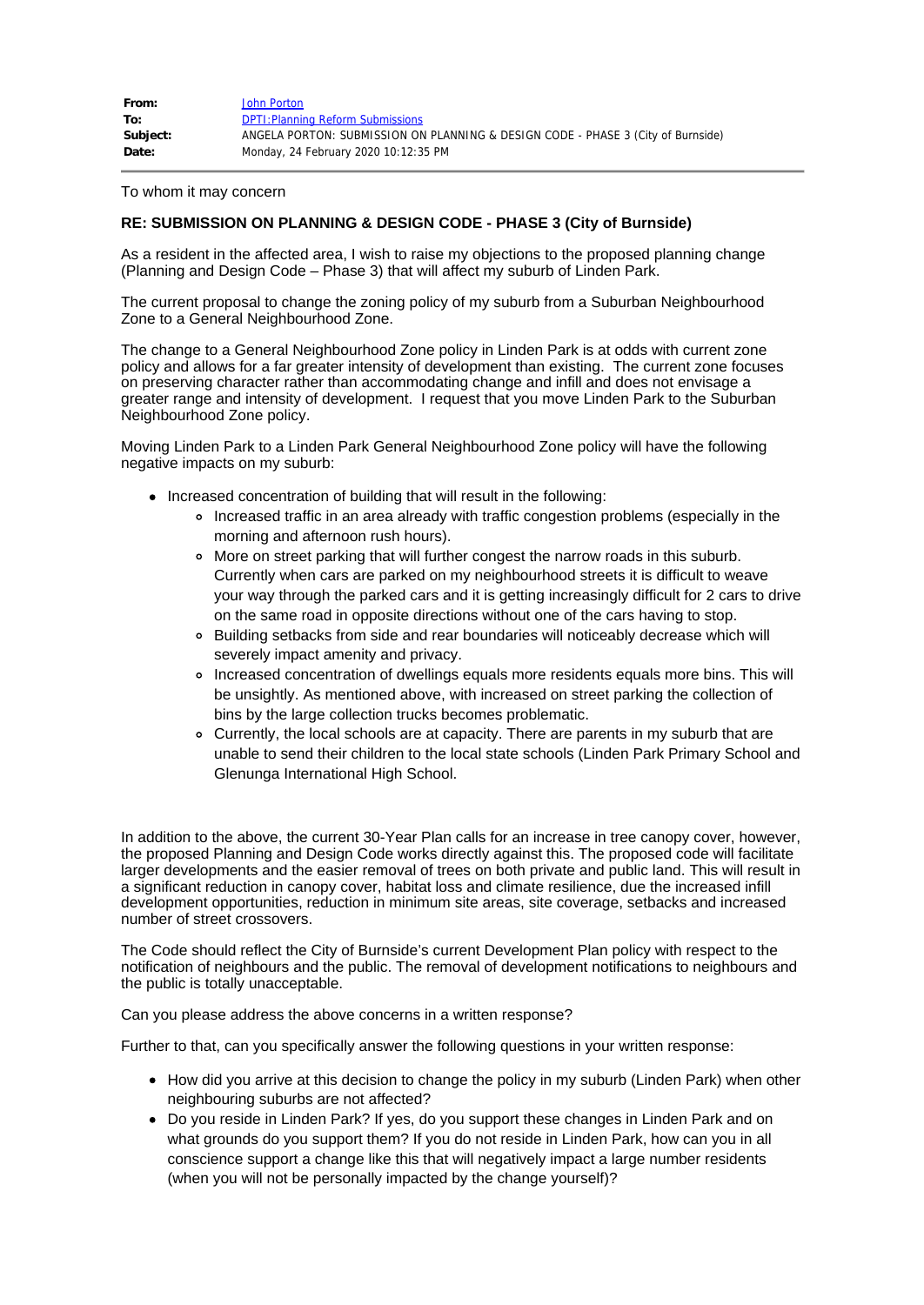| | |
|---|---|
| **From:** | John Porton |
| **To:** | DPTI:Planning Reform Submissions |
| **Subject:** | ANGELA PORTON: SUBMISSION ON PLANNING & DESIGN CODE - PHASE 3 (City of Burnside) |
| **Date:** | Monday, 24 February 2020 10:12:35 PM |

To whom it may concern

**RE: SUBMISSION ON PLANNING & DESIGN CODE - PHASE 3 (City of Burnside)**

As a resident in the affected area, I wish to raise my objections to the proposed planning change (Planning and Design Code – Phase 3) that will affect my suburb of Linden Park.

The current proposal to change the zoning policy of my suburb from a Suburban Neighbourhood Zone to a General Neighbourhood Zone.

The change to a General Neighbourhood Zone policy in Linden Park is at odds with current zone policy and allows for a far greater intensity of development than existing. The current zone focuses on preserving character rather than accommodating change and infill and does not envisage a greater range and intensity of development. I request that you move Linden Park to the Suburban Neighbourhood Zone policy.

Moving Linden Park to a Linden Park General Neighbourhood Zone policy will have the following negative impacts on my suburb:

- Increased concentration of building that will result in the following:
  - Increased traffic in an area already with traffic congestion problems (especially in the morning and afternoon rush hours).
  - More on street parking that will further congest the narrow roads in this suburb. Currently when cars are parked on my neighbourhood streets it is difficult to weave your way through the parked cars and it is getting increasingly difficult for 2 cars to drive on the same road in opposite directions without one of the cars having to stop.
  - Building setbacks from side and rear boundaries will noticeably decrease which will severely impact amenity and privacy.
  - Increased concentration of dwellings equals more residents equals more bins. This will be unsightly. As mentioned above, with increased on street parking the collection of bins by the large collection trucks becomes problematic.
  - Currently, the local schools are at capacity. There are parents in my suburb that are unable to send their children to the local state schools (Linden Park Primary School and Glenunga International High School.

In addition to the above, the current 30-Year Plan calls for an increase in tree canopy cover, however, the proposed Planning and Design Code works directly against this. The proposed code will facilitate larger developments and the easier removal of trees on both private and public land. This will result in a significant reduction in canopy cover, habitat loss and climate resilience, due the increased infill development opportunities, reduction in minimum site areas, site coverage, setbacks and increased number of street crossovers.

The Code should reflect the City of Burnside's current Development Plan policy with respect to the notification of neighbours and the public. The removal of development notifications to neighbours and the public is totally unacceptable.

Can you please address the above concerns in a written response?

Further to that, can you specifically answer the following questions in your written response:

- How did you arrive at this decision to change the policy in my suburb (Linden Park) when other neighbouring suburbs are not affected?
- Do you reside in Linden Park? If yes, do you support these changes in Linden Park and on what grounds do you support them? If you do not reside in Linden Park, how can you in all conscience support a change like this that will negatively impact a large number residents (when you will not be personally impacted by the change yourself)?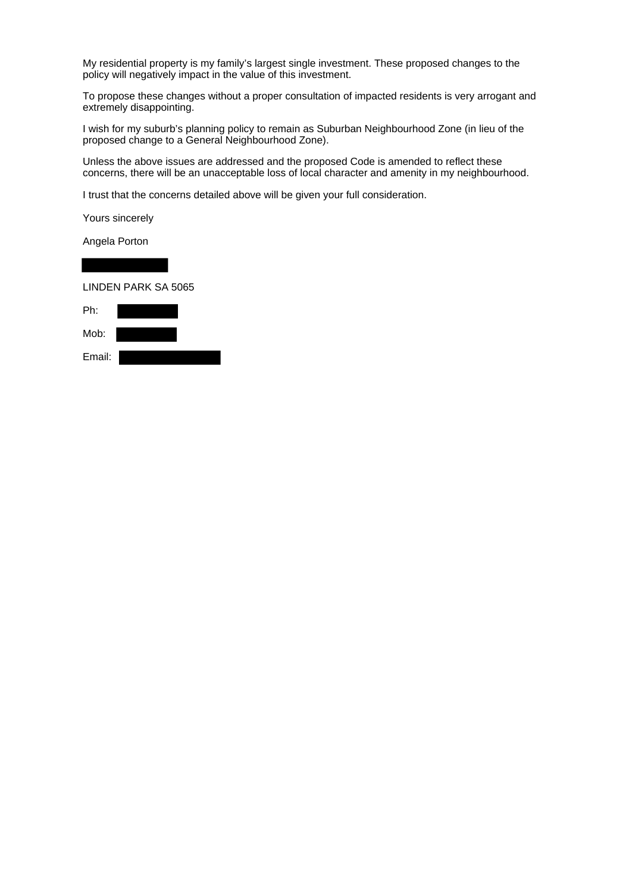My residential property is my family's largest single investment. These proposed changes to the policy will negatively impact in the value of this investment.

To propose these changes without a proper consultation of impacted residents is very arrogant and extremely disappointing.

I wish for my suburb's planning policy to remain as Suburban Neighbourhood Zone (in lieu of the proposed change to a General Neighbourhood Zone).

Unless the above issues are addressed and the proposed Code is amended to reflect these concerns, there will be an unacceptable loss of local character and amenity in my neighbourhood.

I trust that the concerns detailed above will be given your full consideration.

Yours sincerely

Angela Porton

LINDEN PARK SA 5065

Ph:

Mob:

Email: